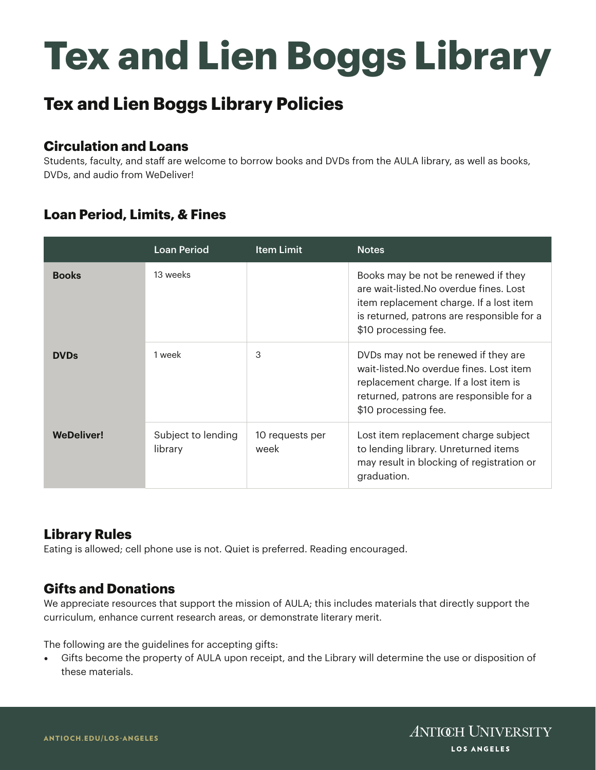# Tex and Lien Boggs Library

## Tex and Lien Boggs Library Policies

### Circulation and Loans

Students, faculty, and staff are welcome to borrow books and DVDs from the AULA library, as well as books, DVDs, and audio from WeDeliver!

### Loan Period, Limits, & Fines

| | Loan Period | Item Limit | Notes |
|---|---|---|---|
| **Books** | 13 weeks | | Books may be not be renewed if they are wait-listed.No overdue fines. Lost item replacement charge. If a lost item is returned, patrons are responsible for a $10 processing fee. |
| **DVDs** | 1 week | 3 | DVDs may not be renewed if they are wait-listed.No overdue fines. Lost item replacement charge. If a lost item is returned, patrons are responsible for a $10 processing fee. |
| **WeDeliver!** | Subject to lending library | 10 requests per week | Lost item replacement charge subject to lending library. Unreturned items may result in blocking of registration or graduation. |

### Library Rules

Eating is allowed; cell phone use is not. Quiet is preferred. Reading encouraged.

### Gifts and Donations

We appreciate resources that support the mission of AULA; this includes materials that directly support the curriculum, enhance current research areas, or demonstrate literary merit.

The following are the guidelines for accepting gifts:

- Gifts become the property of AULA upon receipt, and the Library will determine the use or disposition of these materials.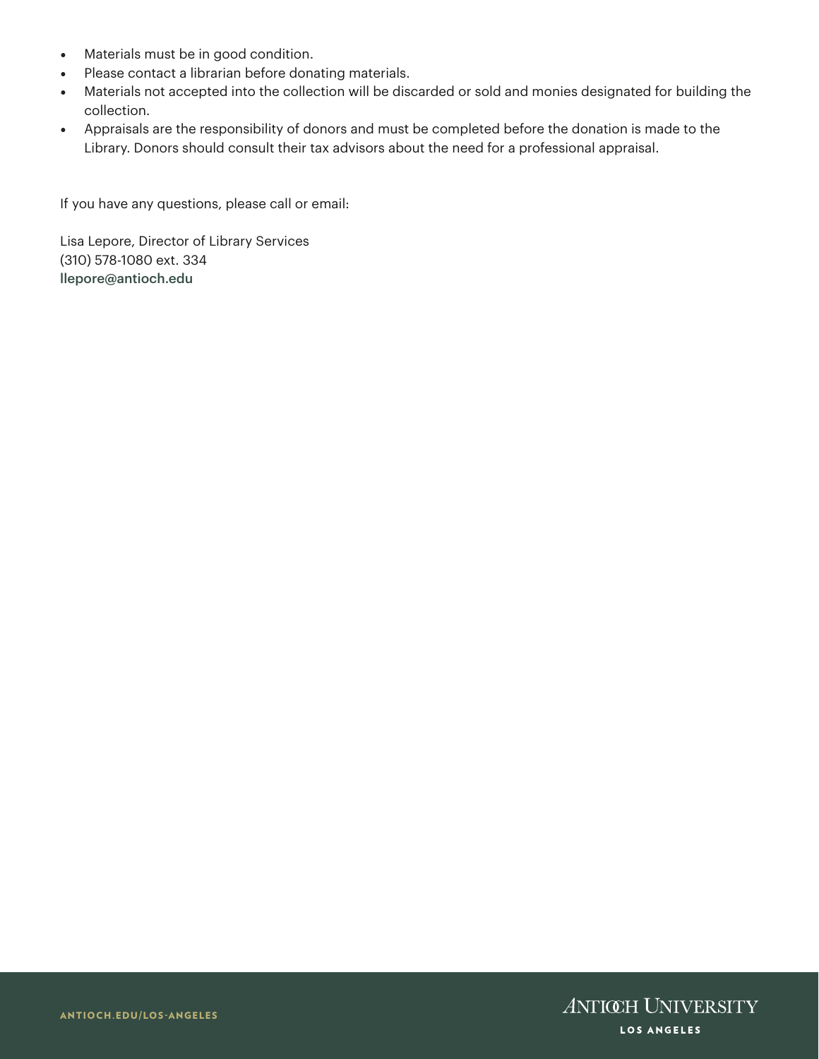- Materials must be in good condition.
- Please contact a librarian before donating materials.
- Materials not accepted into the collection will be discarded or sold and monies designated for building the collection.
- Appraisals are the responsibility of donors and must be completed before the donation is made to the Library. Donors should consult their tax advisors about the need for a professional appraisal.

If you have any questions, please call or email:

Lisa Lepore, Director of Library Services
(310) 578-1080 ext. 334
llepore@antioch.edu